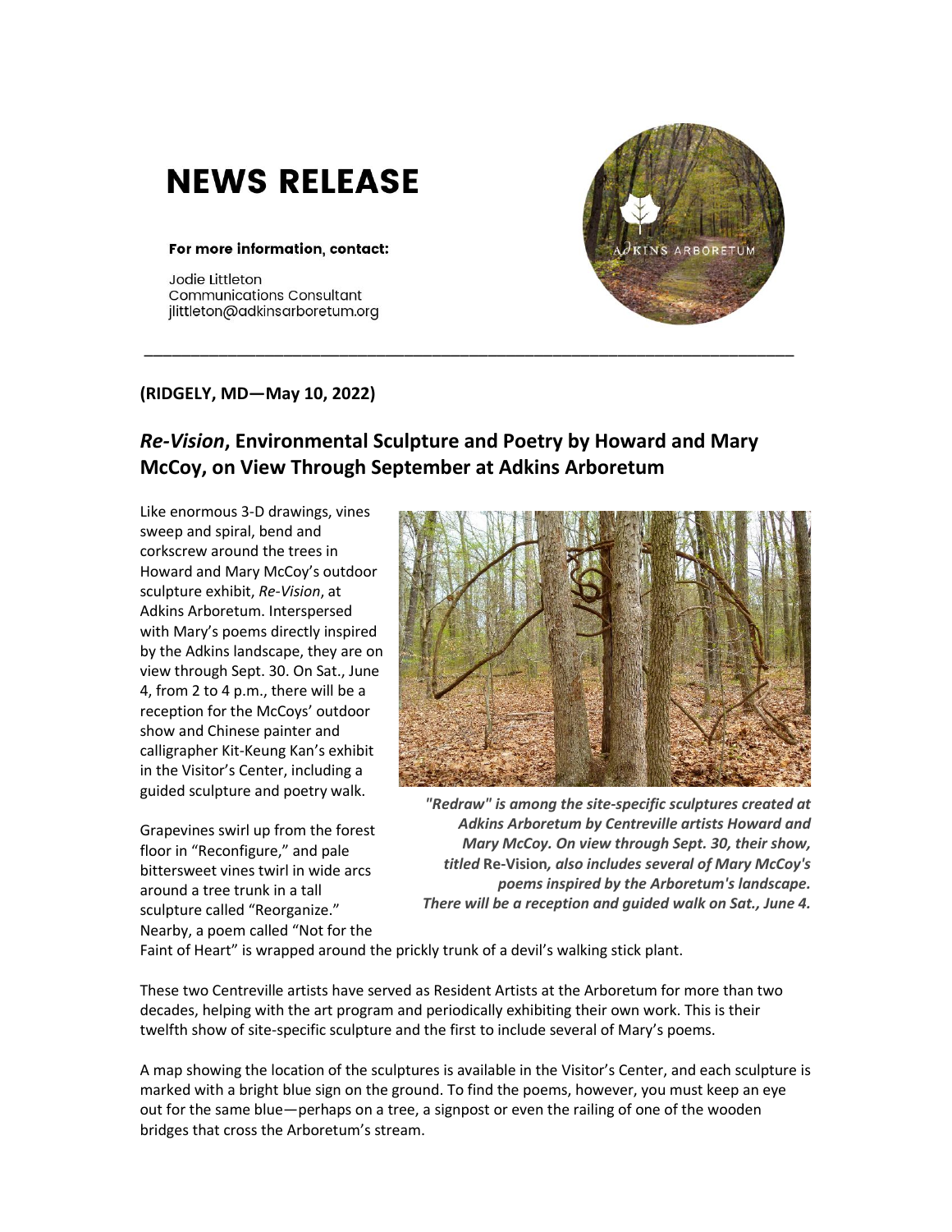# NEWS RELEASE

**For more information, contact:**

Jodie Littleton
Communications Consultant
jlittleton@adkinsarboretum.org

---

**(RIDGELY, MD—May 10, 2022)**

## ***Re-Vision*, Environmental Sculpture and Poetry by Howard and Mary McCoy, on View Through September at Adkins Arboretum**

Like enormous 3-D drawings, vines sweep and spiral, bend and corkscrew around the trees in Howard and Mary McCoy's outdoor sculpture exhibit, *Re-Vision*, at Adkins Arboretum. Interspersed with Mary's poems directly inspired by the Adkins landscape, they are on view through Sept. 30. On Sat., June 4, from 2 to 4 p.m., there will be a reception for the McCoys' outdoor show and Chinese painter and calligrapher Kit-Keung Kan's exhibit in the Visitor's Center, including a guided sculpture and poetry walk.

***"Redraw" is among the site-specific sculptures created at Adkins Arboretum by Centreville artists Howard and Mary McCoy. On view through Sept. 30, their show, titled* Re-Vision*, also includes several of Mary McCoy's poems inspired by the Arboretum's landscape. There will be a reception and guided walk on Sat., June 4.***

Grapevines swirl up from the forest floor in "Reconfigure," and pale bittersweet vines twirl in wide arcs around a tree trunk in a tall sculpture called "Reorganize." Nearby, a poem called "Not for the Faint of Heart" is wrapped around the prickly trunk of a devil's walking stick plant.

These two Centreville artists have served as Resident Artists at the Arboretum for more than two decades, helping with the art program and periodically exhibiting their own work. This is their twelfth show of site-specific sculpture and the first to include several of Mary's poems.

A map showing the location of the sculptures is available in the Visitor's Center, and each sculpture is marked with a bright blue sign on the ground. To find the poems, however, you must keep an eye out for the same blue—perhaps on a tree, a signpost or even the railing of one of the wooden bridges that cross the Arboretum's stream.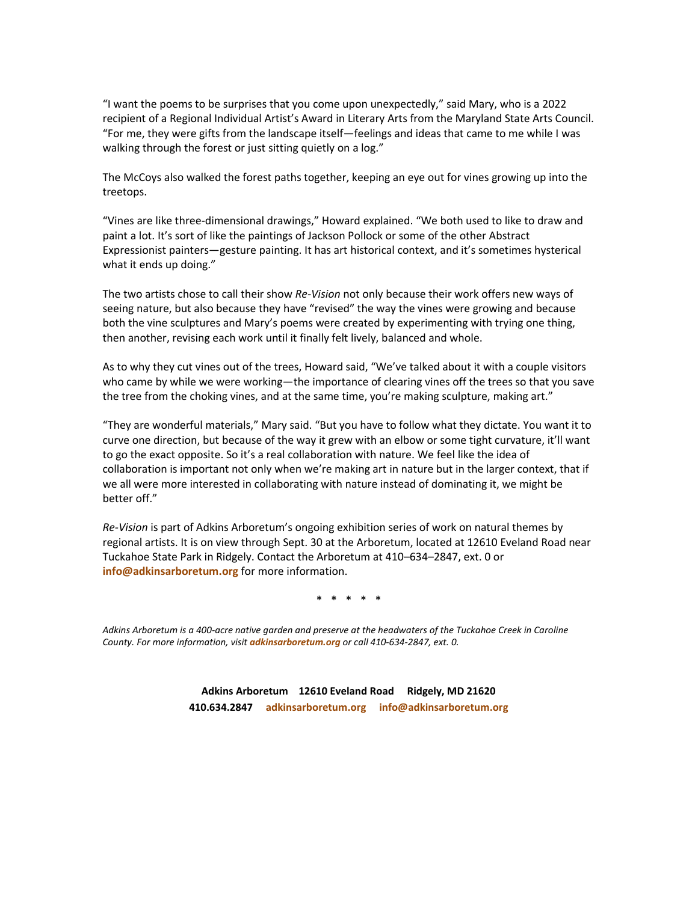"I want the poems to be surprises that you come upon unexpectedly," said Mary, who is a 2022 recipient of a Regional Individual Artist's Award in Literary Arts from the Maryland State Arts Council. "For me, they were gifts from the landscape itself—feelings and ideas that came to me while I was walking through the forest or just sitting quietly on a log."

The McCoys also walked the forest paths together, keeping an eye out for vines growing up into the treetops.

"Vines are like three-dimensional drawings," Howard explained. "We both used to like to draw and paint a lot. It's sort of like the paintings of Jackson Pollock or some of the other Abstract Expressionist painters—gesture painting. It has art historical context, and it's sometimes hysterical what it ends up doing."

The two artists chose to call their show *Re-Vision* not only because their work offers new ways of seeing nature, but also because they have "revised" the way the vines were growing and because both the vine sculptures and Mary's poems were created by experimenting with trying one thing, then another, revising each work until it finally felt lively, balanced and whole.

As to why they cut vines out of the trees, Howard said, "We've talked about it with a couple visitors who came by while we were working—the importance of clearing vines off the trees so that you save the tree from the choking vines, and at the same time, you're making sculpture, making art."

"They are wonderful materials," Mary said. "But you have to follow what they dictate. You want it to curve one direction, but because of the way it grew with an elbow or some tight curvature, it'll want to go the exact opposite. So it's a real collaboration with nature. We feel like the idea of collaboration is important not only when we're making art in nature but in the larger context, that if we all were more interested in collaborating with nature instead of dominating it, we might be better off."

*Re-Vision* is part of Adkins Arboretum's ongoing exhibition series of work on natural themes by regional artists. It is on view through Sept. 30 at the Arboretum, located at 12610 Eveland Road near Tuckahoe State Park in Ridgely. Contact the Arboretum at 410–634–2847, ext. 0 or **info@adkinsarboretum.org** for more information.

\* \* \* \* \*

*Adkins Arboretum is a 400-acre native garden and preserve at the headwaters of the Tuckahoe Creek in Caroline County. For more information, visit* ***adkinsarboretum.org*** *or call 410-634-2847, ext. 0.*

**Adkins Arboretum 12610 Eveland Road Ridgely, MD 21620**

**410.634.2847 adkinsarboretum.org info@adkinsarboretum.org**